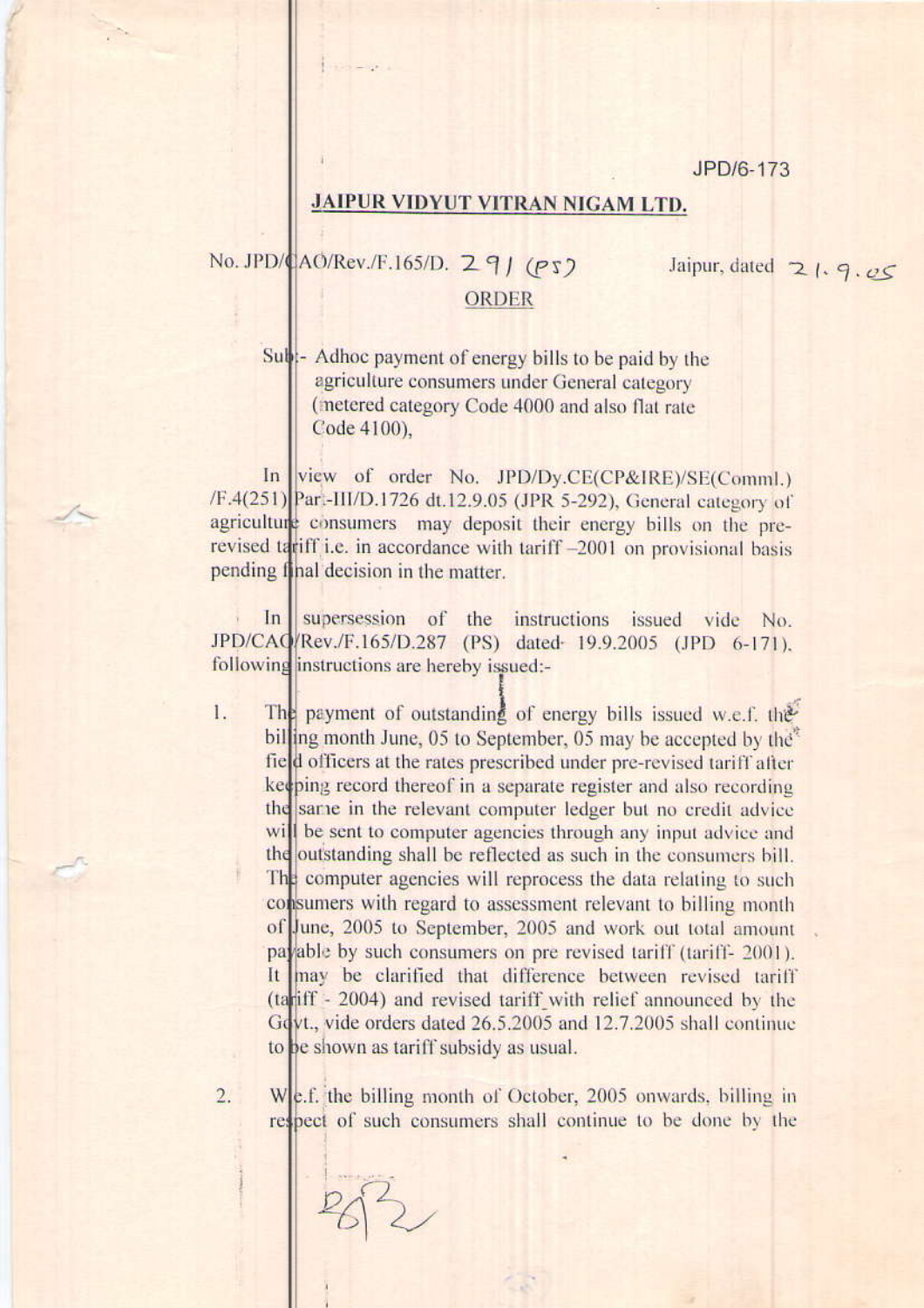JPD/6-173

# JAIPUR VIDYUT VITRAN NIGAM LTD.

No. JPD/CAO/Rev./F.165/D. 291 (PS) Jaipur, dated 21.9.05

## ORDER

Sub:- Adhoc payment of energy bills to be paid by the agriculture consumers under General category (metered category Code 4000 and also flat rate Code 4100),

In view of order No. JPD/Dy.CE(CP&IRE)/SE(Comml.) /F.4(251) Par.-III/D.1726 dt.12.9.05 (JPR 5-292), General category of agriculture consumers may deposit their energy bills on the pre-revised tariff i.e. in accordance with tariff –2001 on provisional basis pending final decision in the matter.

In supersession of the instructions issued vide No. JPD/CAO/Rev./F.165/D.287 (PS) dated 19.9.2005 (JPD 6-171), following instructions are hereby issued:-

1. The payment of outstanding of energy bills issued w.e.f. the billing month June, 05 to September, 05 may be accepted by the field officers at the rates prescribed under pre-revised tariff after keeping record thereof in a separate register and also recording the same in the relevant computer ledger but no credit advice will be sent to computer agencies through any input advice and the outstanding shall be reflected as such in the consumers bill. The computer agencies will reprocess the data relating to such consumers with regard to assessment relevant to billing month of June, 2005 to September, 2005 and work out total amount payable by such consumers on pre revised tariff (tariff- 2001). It may be clarified that difference between revised tariff (tariff - 2004) and revised tariff with relief announced by the Govt., vide orders dated 26.5.2005 and 12.7.2005 shall continue to be shown as tariff subsidy as usual.

2. W.e.f. the billing month of October, 2005 onwards, billing in respect of such consumers shall continue to be done by the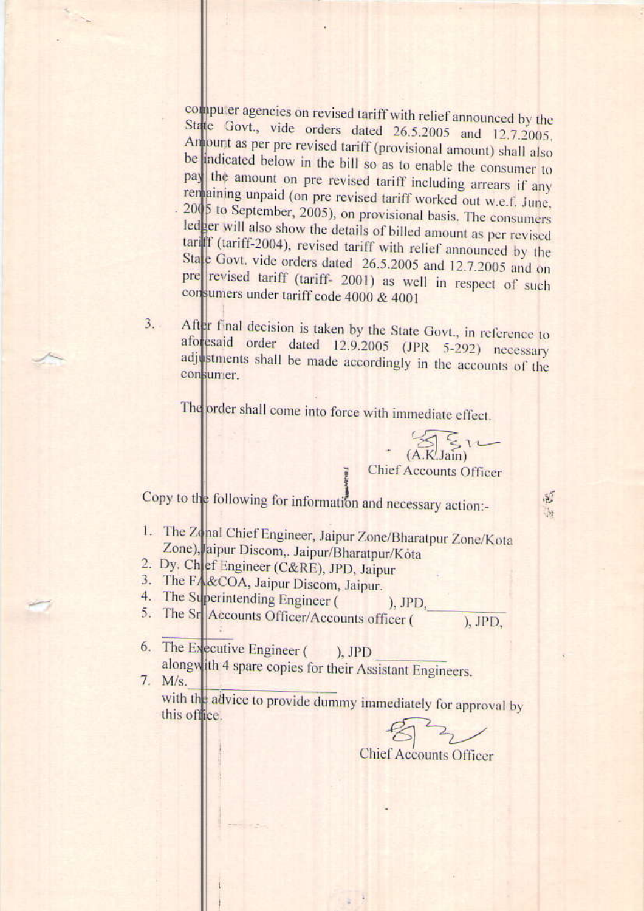computer agencies on revised tariff with relief announced by the State Govt., vide orders dated 26.5.2005 and 12.7.2005. Amount as per pre revised tariff (provisional amount) shall also be indicated below in the bill so as to enable the consumer to pay the amount on pre revised tariff including arrears if any remaining unpaid (on pre revised tariff worked out w.e.f. June, 2005 to September, 2005), on provisional basis. The consumers ledger will also show the details of billed amount as per revised tariff (tariff-2004), revised tariff with relief announced by the State Govt. vide orders dated 26.5.2005 and 12.7.2005 and on pre revised tariff (tariff- 2001) as well in respect of such consumers under tariff code 4000 & 4001

3. After final decision is taken by the State Govt., in reference to aforesaid order dated 12.9.2005 (JPR 5-292) necessary adjustments shall be made accordingly in the accounts of the consumer.

The order shall come into force with immediate effect.

(A.K.Jain)
Chief Accounts Officer

Copy to the following for information and necessary action:-

1. The Zonal Chief Engineer, Jaipur Zone/Bharatpur Zone/Kota Zone), Jaipur Discom,. Jaipur/Bharatpur/Kota
2. Dy. Chief Engineer (C&RE), JPD, Jaipur
3. The FA&COA, Jaipur Discom, Jaipur.
4. The Superintending Engineer ( ), JPD, ________
5. The Sr Accounts Officer/Accounts officer ( ), JPD,
6. The Executive Engineer ( ), JPD ________ alongwith 4 spare copies for their Assistant Engineers.
7. M/s. ________ with the advice to provide dummy immediately for approval by this office.

Chief Accounts Officer